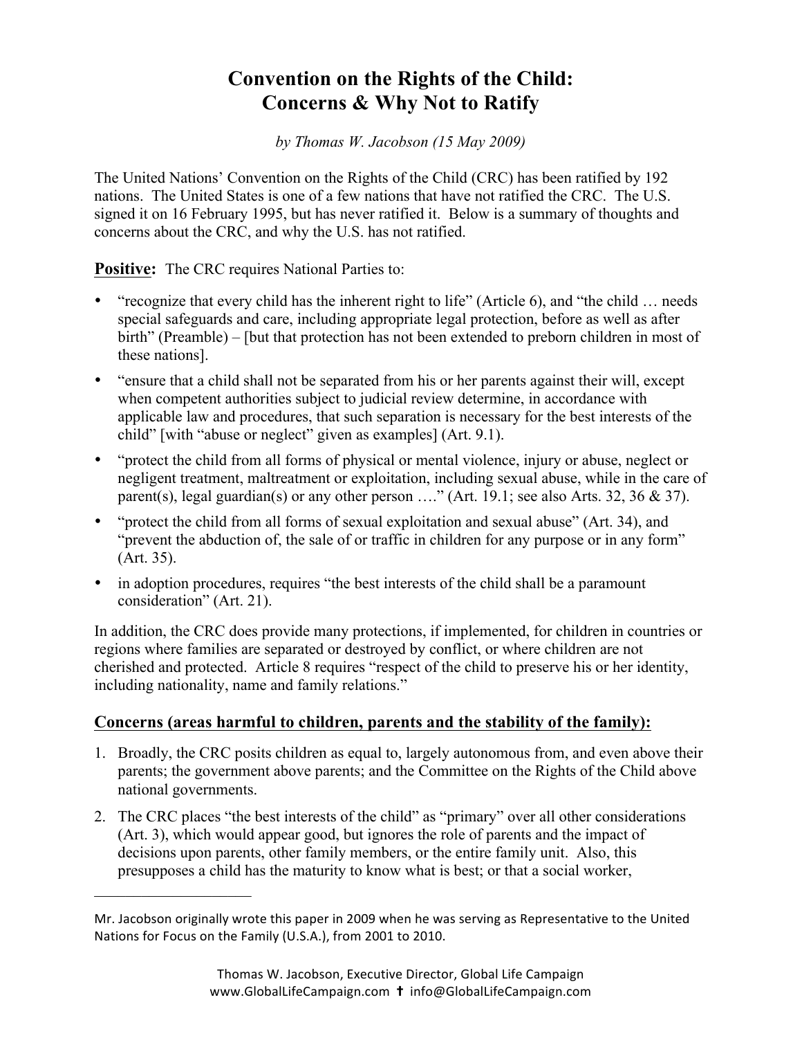# Convention on the Rights of the Child: Concerns & Why Not to Ratify

*by Thomas W. Jacobson (15 May 2009)*

The United Nations' Convention on the Rights of the Child (CRC) has been ratified by 192 nations. The United States is one of a few nations that have not ratified the CRC. The U.S. signed it on 16 February 1995, but has never ratified it. Below is a summary of thoughts and concerns about the CRC, and why the U.S. has not ratified.

**Positive:** The CRC requires National Parties to:

- "recognize that every child has the inherent right to life" (Article 6), and "the child … needs special safeguards and care, including appropriate legal protection, before as well as after birth" (Preamble) – [but that protection has not been extended to preborn children in most of these nations].
- "ensure that a child shall not be separated from his or her parents against their will, except when competent authorities subject to judicial review determine, in accordance with applicable law and procedures, that such separation is necessary for the best interests of the child" [with "abuse or neglect" given as examples] (Art. 9.1).
- "protect the child from all forms of physical or mental violence, injury or abuse, neglect or negligent treatment, maltreatment or exploitation, including sexual abuse, while in the care of parent(s), legal guardian(s) or any other person …." (Art. 19.1; see also Arts. 32, 36 & 37).
- "protect the child from all forms of sexual exploitation and sexual abuse" (Art. 34), and "prevent the abduction of, the sale of or traffic in children for any purpose or in any form" (Art. 35).
- in adoption procedures, requires "the best interests of the child shall be a paramount consideration" (Art. 21).

In addition, the CRC does provide many protections, if implemented, for children in countries or regions where families are separated or destroyed by conflict, or where children are not cherished and protected. Article 8 requires "respect of the child to preserve his or her identity, including nationality, name and family relations."

## Concerns (areas harmful to children, parents and the stability of the family):

1. Broadly, the CRC posits children as equal to, largely autonomous from, and even above their parents; the government above parents; and the Committee on the Rights of the Child above national governments.
2. The CRC places "the best interests of the child" as "primary" over all other considerations (Art. 3), which would appear good, but ignores the role of parents and the impact of decisions upon parents, other family members, or the entire family unit. Also, this presupposes a child has the maturity to know what is best; or that a social worker,

---

Mr. Jacobson originally wrote this paper in 2009 when he was serving as Representative to the United Nations for Focus on the Family (U.S.A.), from 2001 to 2010.

Thomas W. Jacobson, Executive Director, Global Life Campaign
www.GlobalLifeCampaign.com ✝ info@GlobalLifeCampaign.com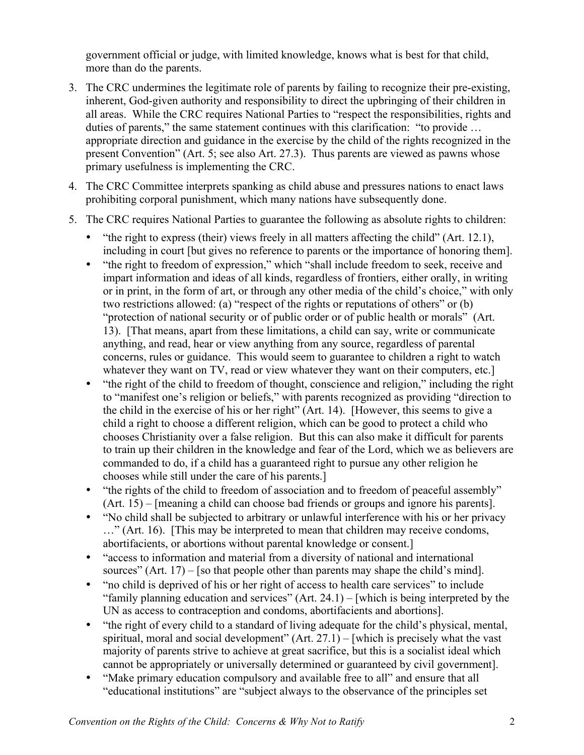government official or judge, with limited knowledge, knows what is best for that child, more than do the parents.

3. The CRC undermines the legitimate role of parents by failing to recognize their pre-existing, inherent, God-given authority and responsibility to direct the upbringing of their children in all areas. While the CRC requires National Parties to "respect the responsibilities, rights and duties of parents," the same statement continues with this clarification: "to provide … appropriate direction and guidance in the exercise by the child of the rights recognized in the present Convention" (Art. 5; see also Art. 27.3). Thus parents are viewed as pawns whose primary usefulness is implementing the CRC.

4. The CRC Committee interprets spanking as child abuse and pressures nations to enact laws prohibiting corporal punishment, which many nations have subsequently done.

5. The CRC requires National Parties to guarantee the following as absolute rights to children:
   - "the right to express (their) views freely in all matters affecting the child" (Art. 12.1), including in court [but gives no reference to parents or the importance of honoring them].
   - "the right to freedom of expression," which "shall include freedom to seek, receive and impart information and ideas of all kinds, regardless of frontiers, either orally, in writing or in print, in the form of art, or through any other media of the child's choice," with only two restrictions allowed: (a) "respect of the rights or reputations of others" or (b) "protection of national security or of public order or of public health or morals" (Art. 13). [That means, apart from these limitations, a child can say, write or communicate anything, and read, hear or view anything from any source, regardless of parental concerns, rules or guidance. This would seem to guarantee to children a right to watch whatever they want on TV, read or view whatever they want on their computers, etc.]
   - "the right of the child to freedom of thought, conscience and religion," including the right to "manifest one's religion or beliefs," with parents recognized as providing "direction to the child in the exercise of his or her right" (Art. 14). [However, this seems to give a child a right to choose a different religion, which can be good to protect a child who chooses Christianity over a false religion. But this can also make it difficult for parents to train up their children in the knowledge and fear of the Lord, which we as believers are commanded to do, if a child has a guaranteed right to pursue any other religion he chooses while still under the care of his parents.]
   - "the rights of the child to freedom of association and to freedom of peaceful assembly" (Art. 15) – [meaning a child can choose bad friends or groups and ignore his parents].
   - "No child shall be subjected to arbitrary or unlawful interference with his or her privacy …" (Art. 16). [This may be interpreted to mean that children may receive condoms, abortifacients, or abortions without parental knowledge or consent.]
   - "access to information and material from a diversity of national and international sources" (Art. 17) – [so that people other than parents may shape the child's mind].
   - "no child is deprived of his or her right of access to health care services" to include "family planning education and services" (Art. 24.1) – [which is being interpreted by the UN as access to contraception and condoms, abortifacients and abortions].
   - "the right of every child to a standard of living adequate for the child's physical, mental, spiritual, moral and social development" (Art. 27.1) – [which is precisely what the vast majority of parents strive to achieve at great sacrifice, but this is a socialist ideal which cannot be appropriately or universally determined or guaranteed by civil government].
   - "Make primary education compulsory and available free to all" and ensure that all "educational institutions" are "subject always to the observance of the principles set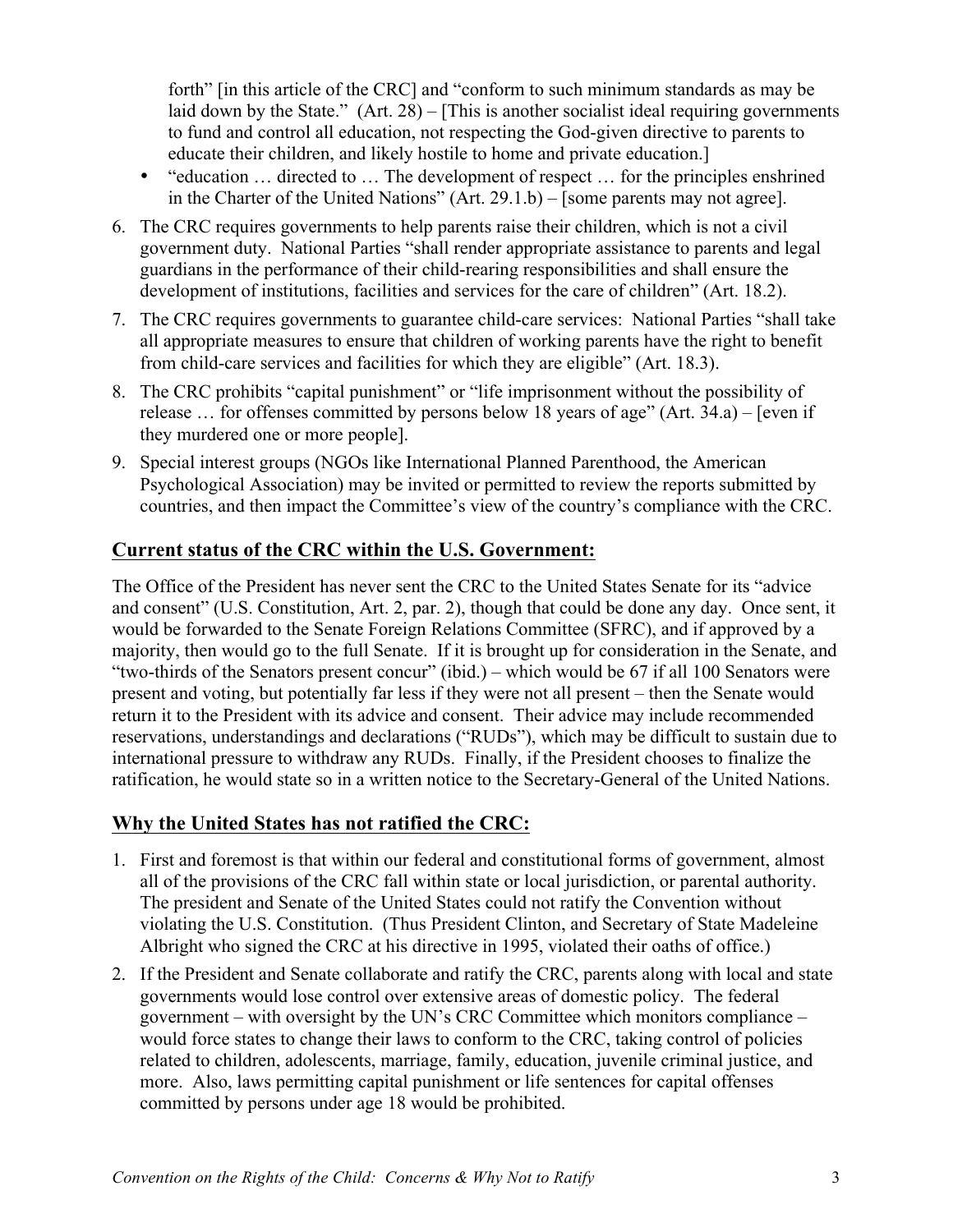forth" [in this article of the CRC] and "conform to such minimum standards as may be laid down by the State." (Art. 28) – [This is another socialist ideal requiring governments to fund and control all education, not respecting the God-given directive to parents to educate their children, and likely hostile to home and private education.]

- "education … directed to … The development of respect … for the principles enshrined in the Charter of the United Nations" (Art. 29.1.b) – [some parents may not agree].

6. The CRC requires governments to help parents raise their children, which is not a civil government duty. National Parties "shall render appropriate assistance to parents and legal guardians in the performance of their child-rearing responsibilities and shall ensure the development of institutions, facilities and services for the care of children" (Art. 18.2).
7. The CRC requires governments to guarantee child-care services: National Parties "shall take all appropriate measures to ensure that children of working parents have the right to benefit from child-care services and facilities for which they are eligible" (Art. 18.3).
8. The CRC prohibits "capital punishment" or "life imprisonment without the possibility of release … for offenses committed by persons below 18 years of age" (Art. 34.a) – [even if they murdered one or more people].
9. Special interest groups (NGOs like International Planned Parenthood, the American Psychological Association) may be invited or permitted to review the reports submitted by countries, and then impact the Committee's view of the country's compliance with the CRC.

## Current status of the CRC within the U.S. Government:

The Office of the President has never sent the CRC to the United States Senate for its "advice and consent" (U.S. Constitution, Art. 2, par. 2), though that could be done any day. Once sent, it would be forwarded to the Senate Foreign Relations Committee (SFRC), and if approved by a majority, then would go to the full Senate. If it is brought up for consideration in the Senate, and "two-thirds of the Senators present concur" (ibid.) – which would be 67 if all 100 Senators were present and voting, but potentially far less if they were not all present – then the Senate would return it to the President with its advice and consent. Their advice may include recommended reservations, understandings and declarations ("RUDs"), which may be difficult to sustain due to international pressure to withdraw any RUDs. Finally, if the President chooses to finalize the ratification, he would state so in a written notice to the Secretary-General of the United Nations.

## Why the United States has not ratified the CRC:

1. First and foremost is that within our federal and constitutional forms of government, almost all of the provisions of the CRC fall within state or local jurisdiction, or parental authority. The president and Senate of the United States could not ratify the Convention without violating the U.S. Constitution. (Thus President Clinton, and Secretary of State Madeleine Albright who signed the CRC at his directive in 1995, violated their oaths of office.)
2. If the President and Senate collaborate and ratify the CRC, parents along with local and state governments would lose control over extensive areas of domestic policy. The federal government – with oversight by the UN's CRC Committee which monitors compliance – would force states to change their laws to conform to the CRC, taking control of policies related to children, adolescents, marriage, family, education, juvenile criminal justice, and more. Also, laws permitting capital punishment or life sentences for capital offenses committed by persons under age 18 would be prohibited.